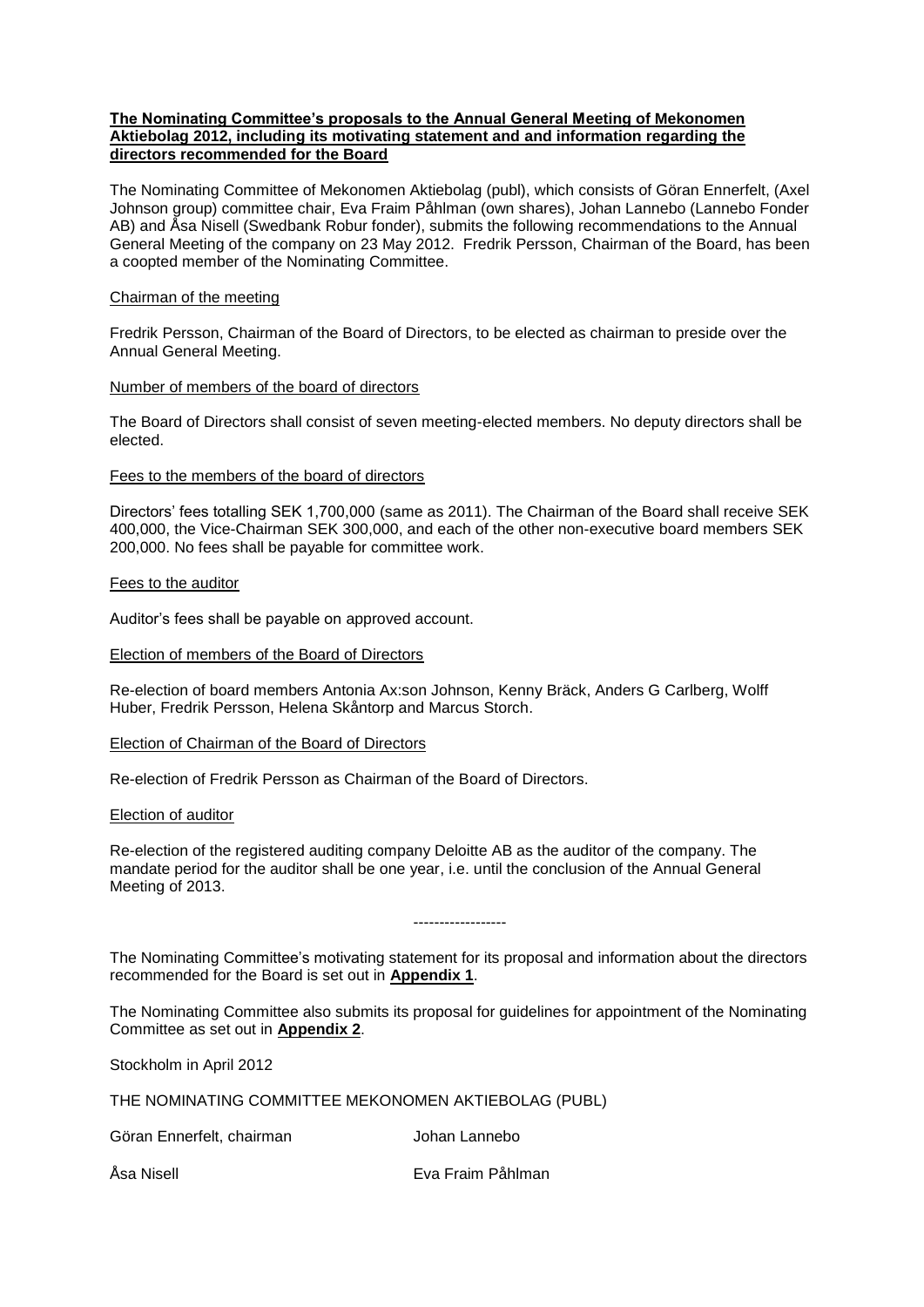**The Nominating Committee's proposals to the Annual General Meeting of Mekonomen Aktiebolag 2012, including its motivating statement and and information regarding the directors recommended for the Board**

The Nominating Committee of Mekonomen Aktiebolag (publ), which consists of Göran Ennerfelt, (Axel Johnson group) committee chair, Eva Fraim Påhlman (own shares), Johan Lannebo (Lannebo Fonder AB) and Åsa Nisell (Swedbank Robur fonder), submits the following recommendations to the Annual General Meeting of the company on 23 May 2012. Fredrik Persson, Chairman of the Board, has been a coopted member of the Nominating Committee.

Chairman of the meeting

Fredrik Persson, Chairman of the Board of Directors, to be elected as chairman to preside over the Annual General Meeting.

Number of members of the board of directors

The Board of Directors shall consist of seven meeting-elected members. No deputy directors shall be elected.

Fees to the members of the board of directors

Directors' fees totalling SEK 1,700,000 (same as 2011). The Chairman of the Board shall receive SEK 400,000, the Vice-Chairman SEK 300,000, and each of the other non-executive board members SEK 200,000. No fees shall be payable for committee work.

Fees to the auditor

Auditor's fees shall be payable on approved account.

Election of members of the Board of Directors

Re-election of board members Antonia Ax:son Johnson, Kenny Bräck, Anders G Carlberg, Wolff Huber, Fredrik Persson, Helena Skåntorp and Marcus Storch.

Election of Chairman of the Board of Directors

Re-election of Fredrik Persson as Chairman of the Board of Directors.

Election of auditor

Re-election of the registered auditing company Deloitte AB as the auditor of the company. The mandate period for the auditor shall be one year, i.e. until the conclusion of the Annual General Meeting of 2013.

------------------

The Nominating Committee's motivating statement for its proposal and information about the directors recommended for the Board is set out in **Appendix 1**.

The Nominating Committee also submits its proposal for guidelines for appointment of the Nominating Committee as set out in **Appendix 2**.

Stockholm in April 2012

THE NOMINATING COMMITTEE MEKONOMEN AKTIEBOLAG (PUBL)

Göran Ennerfelt, chairman Johan Lannebo

Åsa Nisell Eva Fraim Påhlman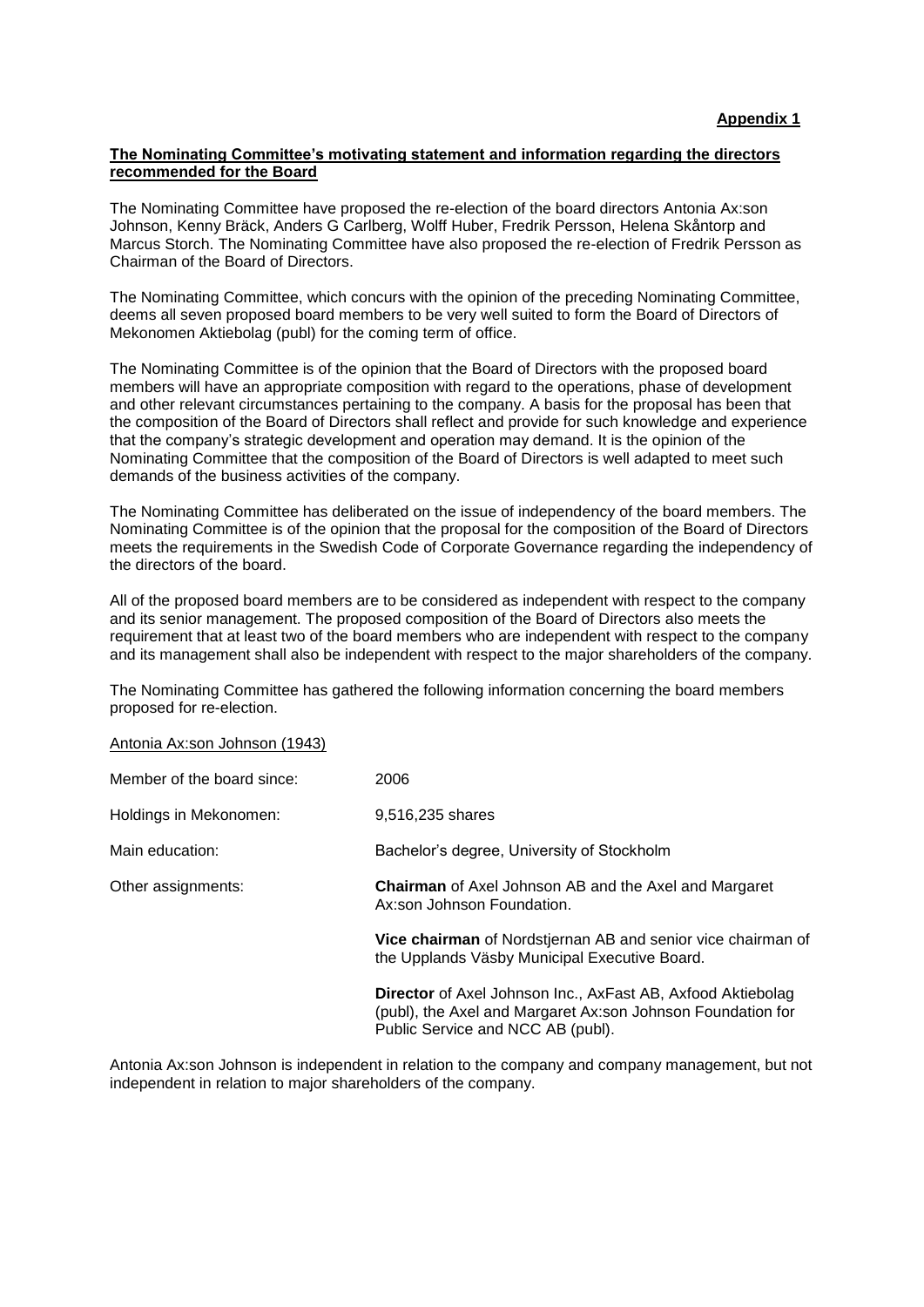**Appendix 1**

**The Nominating Committee's motivating statement and information regarding the directors recommended for the Board**

The Nominating Committee have proposed the re-election of the board directors Antonia Ax:son Johnson, Kenny Bräck, Anders G Carlberg, Wolff Huber, Fredrik Persson, Helena Skåntorp and Marcus Storch. The Nominating Committee have also proposed the re-election of Fredrik Persson as Chairman of the Board of Directors.

The Nominating Committee, which concurs with the opinion of the preceding Nominating Committee, deems all seven proposed board members to be very well suited to form the Board of Directors of Mekonomen Aktiebolag (publ) for the coming term of office.

The Nominating Committee is of the opinion that the Board of Directors with the proposed board members will have an appropriate composition with regard to the operations, phase of development and other relevant circumstances pertaining to the company. A basis for the proposal has been that the composition of the Board of Directors shall reflect and provide for such knowledge and experience that the company's strategic development and operation may demand. It is the opinion of the Nominating Committee that the composition of the Board of Directors is well adapted to meet such demands of the business activities of the company.

The Nominating Committee has deliberated on the issue of independency of the board members. The Nominating Committee is of the opinion that the proposal for the composition of the Board of Directors meets the requirements in the Swedish Code of Corporate Governance regarding the independency of the directors of the board.

All of the proposed board members are to be considered as independent with respect to the company and its senior management. The proposed composition of the Board of Directors also meets the requirement that at least two of the board members who are independent with respect to the company and its management shall also be independent with respect to the major shareholders of the company.

The Nominating Committee has gathered the following information concerning the board members proposed for re-election.

Antonia Ax:son Johnson (1943)

| | |
|---|---|
| Member of the board since: | 2006 |
| Holdings in Mekonomen: | 9,516,235 shares |
| Main education: | Bachelor's degree, University of Stockholm |
| Other assignments: | **Chairman** of Axel Johnson AB and the Axel and Margaret Ax:son Johnson Foundation. |
| | **Vice chairman** of Nordstjernan AB and senior vice chairman of the Upplands Väsby Municipal Executive Board. |
| | **Director** of Axel Johnson Inc., AxFast AB, Axfood Aktiebolag (publ), the Axel and Margaret Ax:son Johnson Foundation for Public Service and NCC AB (publ). |

Antonia Ax:son Johnson is independent in relation to the company and company management, but not independent in relation to major shareholders of the company.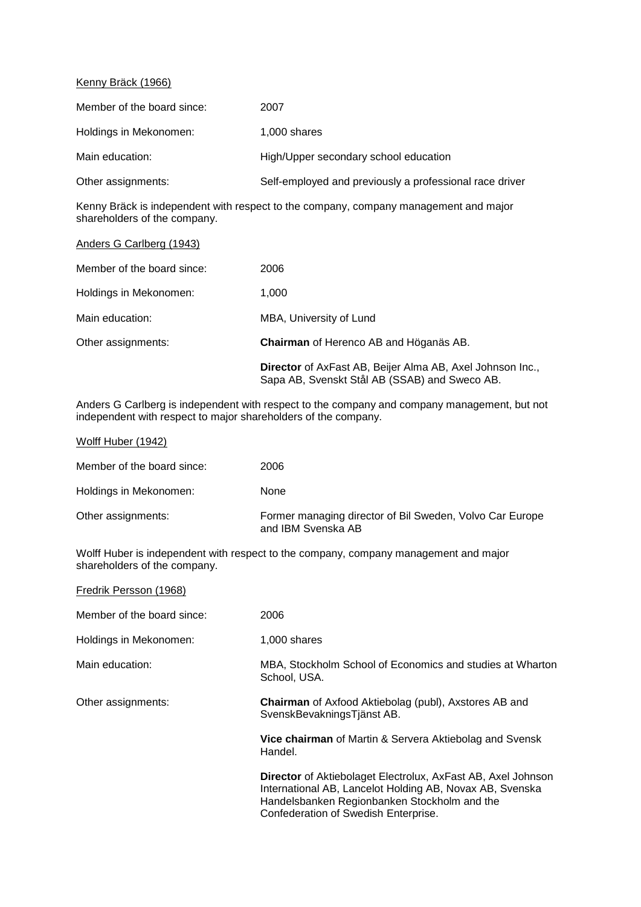Kenny Bräck (1966)

| | |
|---|---|
| Member of the board since: | 2007 |
| Holdings in Mekonomen: | 1,000 shares |
| Main education: | High/Upper secondary school education |
| Other assignments: | Self-employed and previously a professional race driver |

Kenny Bräck is independent with respect to the company, company management and major shareholders of the company.

Anders G Carlberg (1943)

| | |
|---|---|
| Member of the board since: | 2006 |
| Holdings in Mekonomen: | 1,000 |
| Main education: | MBA, University of Lund |
| Other assignments: | **Chairman** of Herenco AB and Höganäs AB. |
| | **Director** of AxFast AB, Beijer Alma AB, Axel Johnson Inc., Sapa AB, Svenskt Stål AB (SSAB) and Sweco AB. |

Anders G Carlberg is independent with respect to the company and company management, but not independent with respect to major shareholders of the company.

Wolff Huber (1942)

| | |
|---|---|
| Member of the board since: | 2006 |
| Holdings in Mekonomen: | None |
| Other assignments: | Former managing director of Bil Sweden, Volvo Car Europe and IBM Svenska AB |

Wolff Huber is independent with respect to the company, company management and major shareholders of the company.

Fredrik Persson (1968)

| | |
|---|---|
| Member of the board since: | 2006 |
| Holdings in Mekonomen: | 1,000 shares |
| Main education: | MBA, Stockholm School of Economics and studies at Wharton School, USA. |
| Other assignments: | **Chairman** of Axfood Aktiebolag (publ), Axstores AB and SvenskBevakningsTjänst AB. |
| | **Vice chairman** of Martin & Servera Aktiebolag and Svensk Handel. |
| | **Director** of Aktiebolaget Electrolux, AxFast AB, Axel Johnson International AB, Lancelot Holding AB, Novax AB, Svenska Handelsbanken Regionbanken Stockholm and the Confederation of Swedish Enterprise. |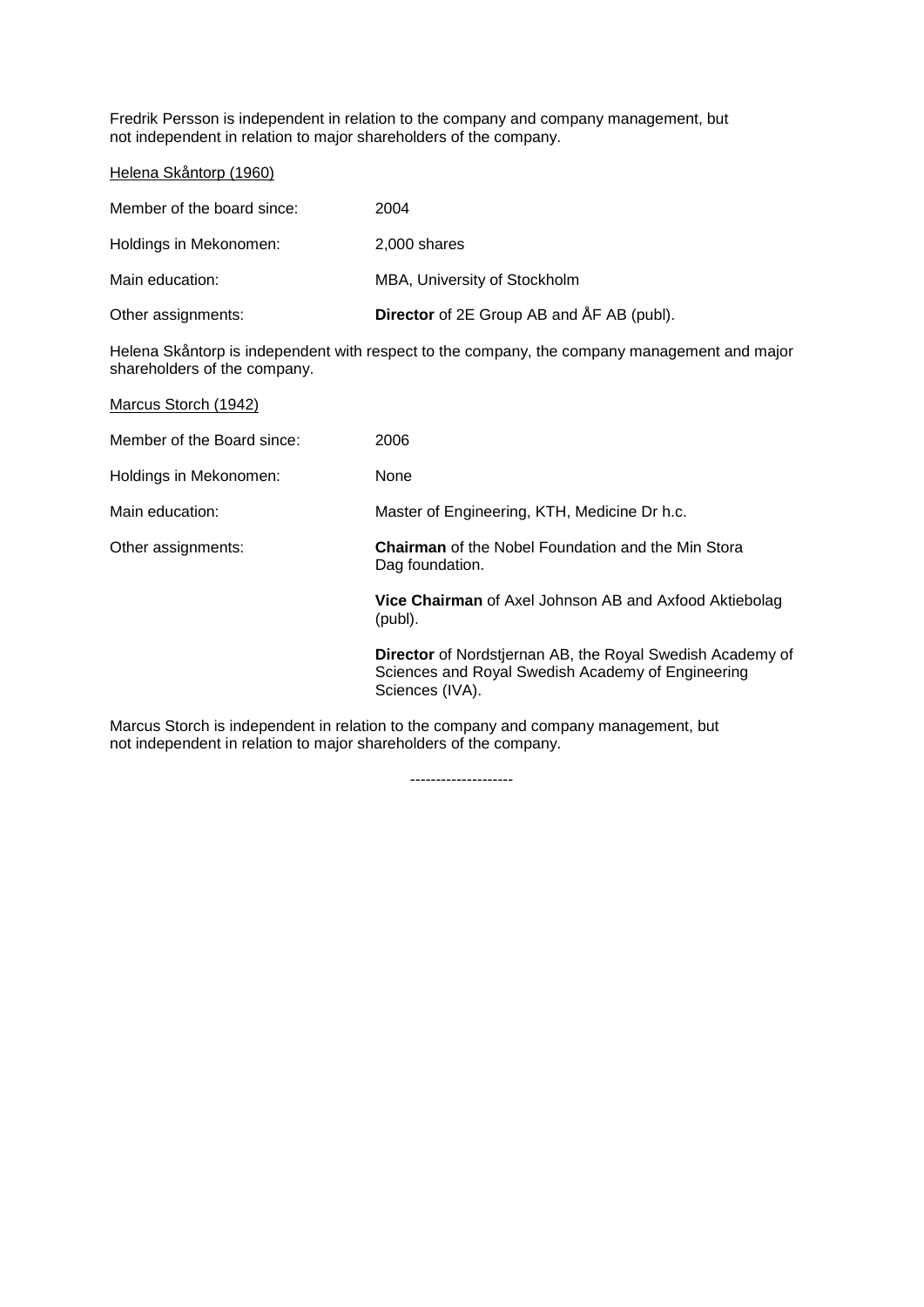Fredrik Persson is independent in relation to the company and company management, but not independent in relation to major shareholders of the company.

Helena Skåntorp (1960)

| | |
|---|---|
| Member of the board since: | 2004 |
| Holdings in Mekonomen: | 2,000 shares |
| Main education: | MBA, University of Stockholm |
| Other assignments: | **Director** of 2E Group AB and ÅF AB (publ). |

Helena Skåntorp is independent with respect to the company, the company management and major shareholders of the company.

Marcus Storch (1942)

| | |
|---|---|
| Member of the Board since: | 2006 |
| Holdings in Mekonomen: | None |
| Main education: | Master of Engineering, KTH, Medicine Dr h.c. |
| Other assignments: | **Chairman** of the Nobel Foundation and the Min Stora Dag foundation. |
| | **Vice Chairman** of Axel Johnson AB and Axfood Aktiebolag (publ). |
| | **Director** of Nordstjernan AB, the Royal Swedish Academy of Sciences and Royal Swedish Academy of Engineering Sciences (IVA). |

Marcus Storch is independent in relation to the company and company management, but not independent in relation to major shareholders of the company.

--------------------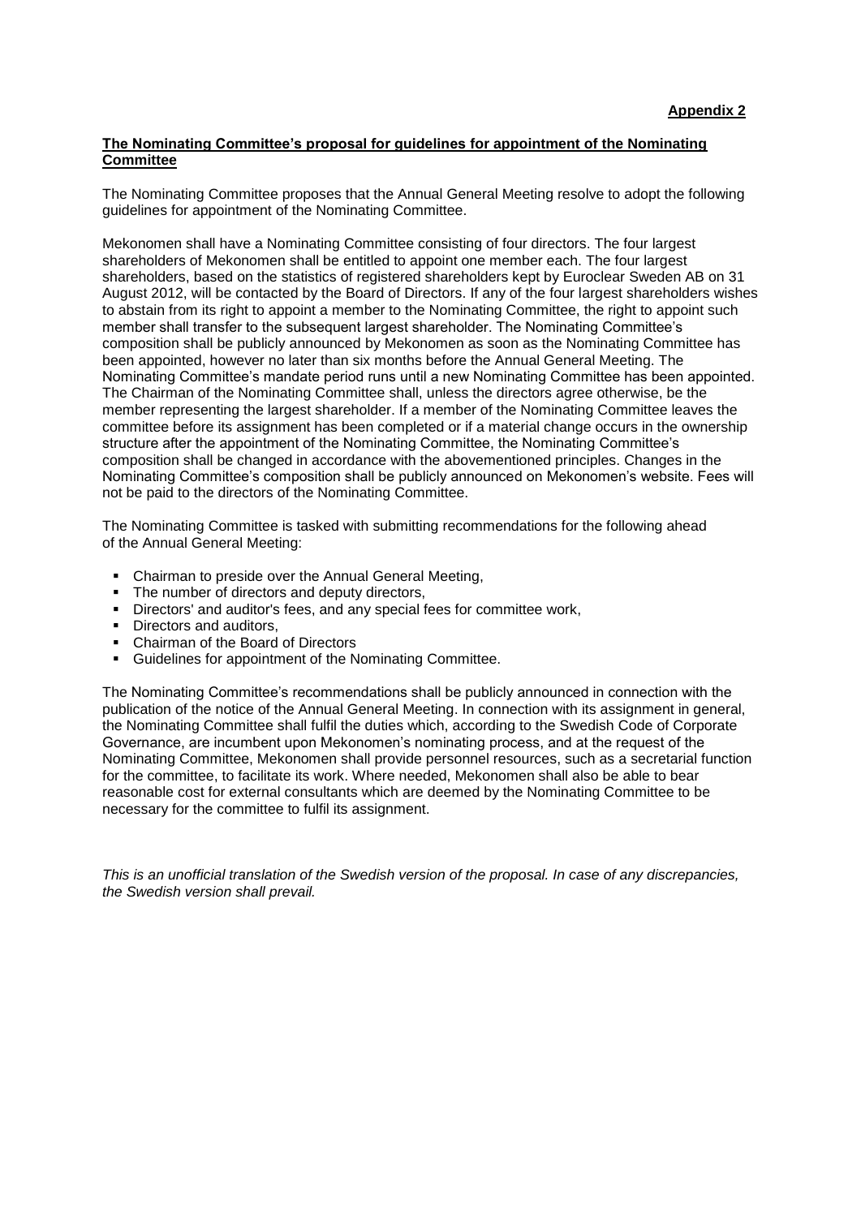**Appendix 2**

**The Nominating Committee's proposal for guidelines for appointment of the Nominating Committee**

The Nominating Committee proposes that the Annual General Meeting resolve to adopt the following guidelines for appointment of the Nominating Committee.

Mekonomen shall have a Nominating Committee consisting of four directors. The four largest shareholders of Mekonomen shall be entitled to appoint one member each. The four largest shareholders, based on the statistics of registered shareholders kept by Euroclear Sweden AB on 31 August 2012, will be contacted by the Board of Directors. If any of the four largest shareholders wishes to abstain from its right to appoint a member to the Nominating Committee, the right to appoint such member shall transfer to the subsequent largest shareholder. The Nominating Committee's composition shall be publicly announced by Mekonomen as soon as the Nominating Committee has been appointed, however no later than six months before the Annual General Meeting. The Nominating Committee's mandate period runs until a new Nominating Committee has been appointed. The Chairman of the Nominating Committee shall, unless the directors agree otherwise, be the member representing the largest shareholder. If a member of the Nominating Committee leaves the committee before its assignment has been completed or if a material change occurs in the ownership structure after the appointment of the Nominating Committee, the Nominating Committee's composition shall be changed in accordance with the abovementioned principles. Changes in the Nominating Committee's composition shall be publicly announced on Mekonomen's website. Fees will not be paid to the directors of the Nominating Committee.

The Nominating Committee is tasked with submitting recommendations for the following ahead of the Annual General Meeting:

- Chairman to preside over the Annual General Meeting,
- The number of directors and deputy directors,
- Directors' and auditor's fees, and any special fees for committee work,
- Directors and auditors,
- Chairman of the Board of Directors
- Guidelines for appointment of the Nominating Committee.

The Nominating Committee's recommendations shall be publicly announced in connection with the publication of the notice of the Annual General Meeting. In connection with its assignment in general, the Nominating Committee shall fulfil the duties which, according to the Swedish Code of Corporate Governance, are incumbent upon Mekonomen's nominating process, and at the request of the Nominating Committee, Mekonomen shall provide personnel resources, such as a secretarial function for the committee, to facilitate its work. Where needed, Mekonomen shall also be able to bear reasonable cost for external consultants which are deemed by the Nominating Committee to be necessary for the committee to fulfil its assignment.

*This is an unofficial translation of the Swedish version of the proposal. In case of any discrepancies, the Swedish version shall prevail.*